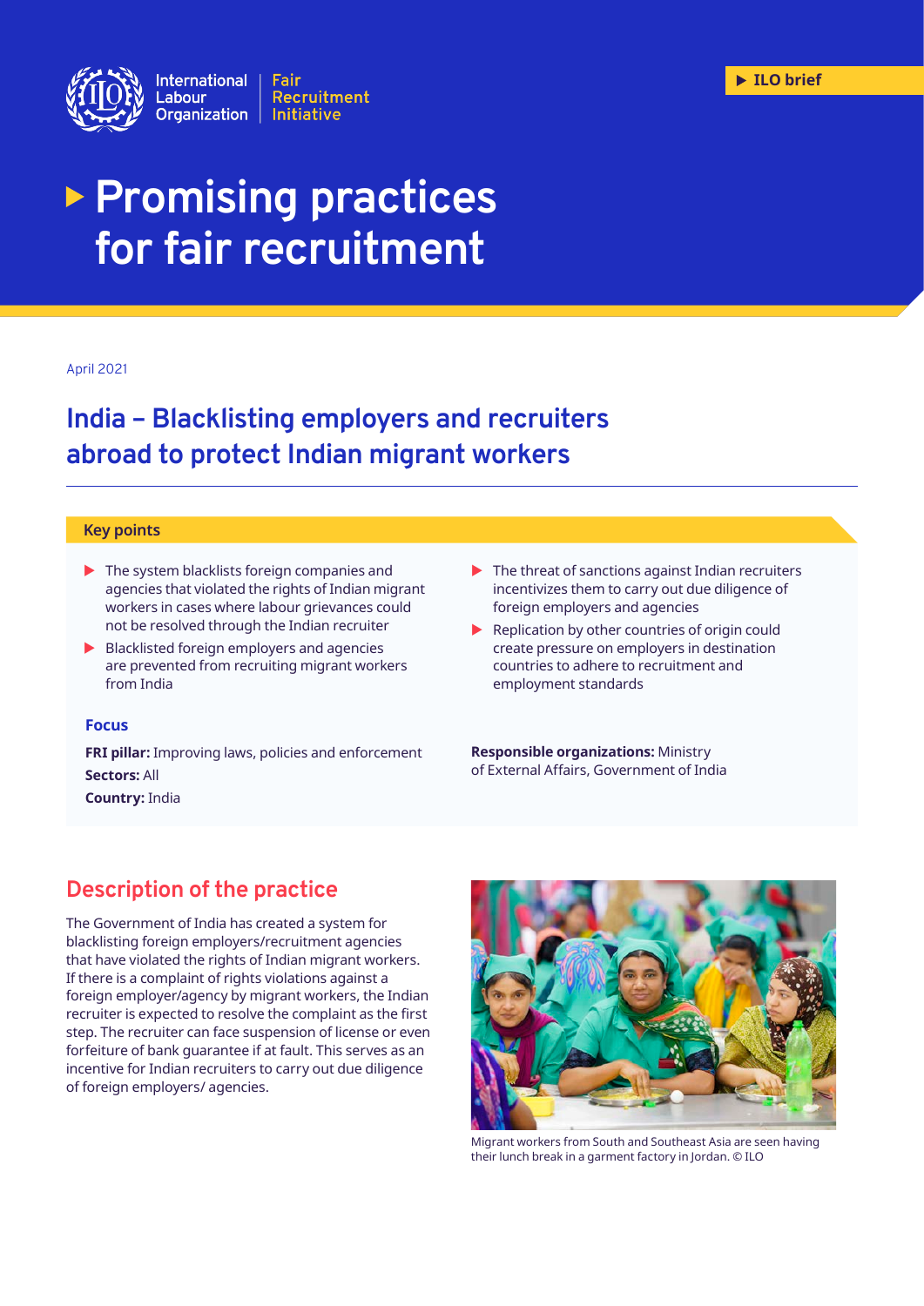International Labour Organization | Fair Recruitment Initiative

ILO brief

# Promising practices for fair recruitment

April 2021

## India – Blacklisting employers and recruiters abroad to protect Indian migrant workers

### Key points

- The system blacklists foreign companies and agencies that violated the rights of Indian migrant workers in cases where labour grievances could not be resolved through the Indian recruiter
- Blacklisted foreign employers and agencies are prevented from recruiting migrant workers from India
- The threat of sanctions against Indian recruiters incentivizes them to carry out due diligence of foreign employers and agencies
- Replication by other countries of origin could create pressure on employers in destination countries to adhere to recruitment and employment standards

### Focus

**FRI pillar:** Improving laws, policies and enforcement

**Sectors:** All

**Country:** India

**Responsible organizations:** Ministry of External Affairs, Government of India

## Description of the practice

The Government of India has created a system for blacklisting foreign employers/recruitment agencies that have violated the rights of Indian migrant workers. If there is a complaint of rights violations against a foreign employer/agency by migrant workers, the Indian recruiter is expected to resolve the complaint as the first step. The recruiter can face suspension of license or even forfeiture of bank guarantee if at fault. This serves as an incentive for Indian recruiters to carry out due diligence of foreign employers/ agencies.

Migrant workers from South and Southeast Asia are seen having their lunch break in a garment factory in Jordan. © ILO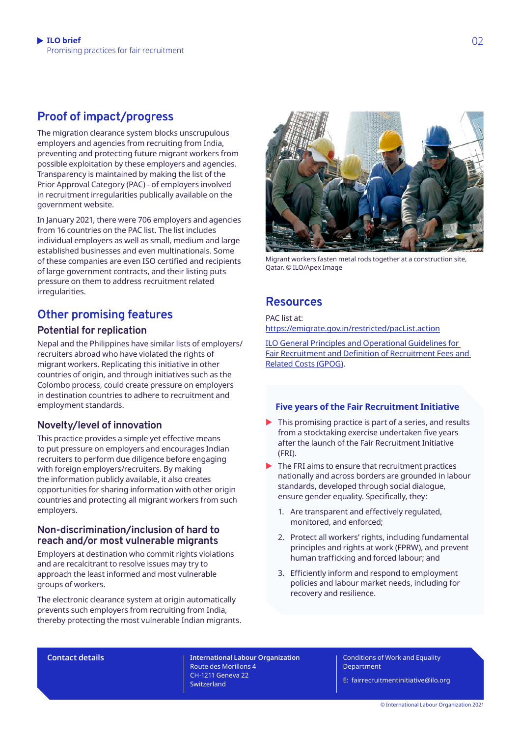## Proof of impact/progress

The migration clearance system blocks unscrupulous employers and agencies from recruiting from India, preventing and protecting future migrant workers from possible exploitation by these employers and agencies. Transparency is maintained by making the list of the Prior Approval Category (PAC) - of employers involved in recruitment irregularities publically available on the government website.

In January 2021, there were 706 employers and agencies from 16 countries on the PAC list. The list includes individual employers as well as small, medium and large established businesses and even multinationals. Some of these companies are even ISO certified and recipients of large government contracts, and their listing puts pressure on them to address recruitment related irregularities.

## Other promising features

### Potential for replication

Nepal and the Philippines have similar lists of employers/recruiters abroad who have violated the rights of migrant workers. Replicating this initiative in other countries of origin, and through initiatives such as the Colombo process, could create pressure on employers in destination countries to adhere to recruitment and employment standards.

### Novelty/level of innovation

This practice provides a simple yet effective means to put pressure on employers and encourages Indian recruiters to perform due diligence before engaging with foreign employers/recruiters. By making the information publicly available, it also creates opportunities for sharing information with other origin countries and protecting all migrant workers from such employers.

### Non-discrimination/inclusion of hard to reach and/or most vulnerable migrants

Employers at destination who commit rights violations and are recalcitrant to resolve issues may try to approach the least informed and most vulnerable groups of workers.

The electronic clearance system at origin automatically prevents such employers from recruiting from India, thereby protecting the most vulnerable Indian migrants.

Migrant workers fasten metal rods together at a construction site, Qatar. © ILO/Apex Image

## Resources

PAC list at:
https://emigrate.gov.in/restricted/pacList.action

ILO General Principles and Operational Guidelines for Fair Recruitment and Definition of Recruitment Fees and Related Costs (GPOG).

### Five years of the Fair Recruitment Initiative

- This promising practice is part of a series, and results from a stocktaking exercise undertaken five years after the launch of the Fair Recruitment Initiative (FRI).
- The FRI aims to ensure that recruitment practices nationally and across borders are grounded in labour standards, developed through social dialogue, ensure gender equality. Specifically, they:
  1. Are transparent and effectively regulated, monitored, and enforced;
  2. Protect all workers' rights, including fundamental principles and rights at work (FPRW), and prevent human trafficking and forced labour; and
  3. Efficiently inform and respond to employment policies and labour market needs, including for recovery and resilience.

**Contact details**

**International Labour Organization**
Route des Morillons 4
CH-1211 Geneva 22
Switzerland

Conditions of Work and Equality Department

E: fairrecruitmentinitiative@ilo.org

© International Labour Organization 2021